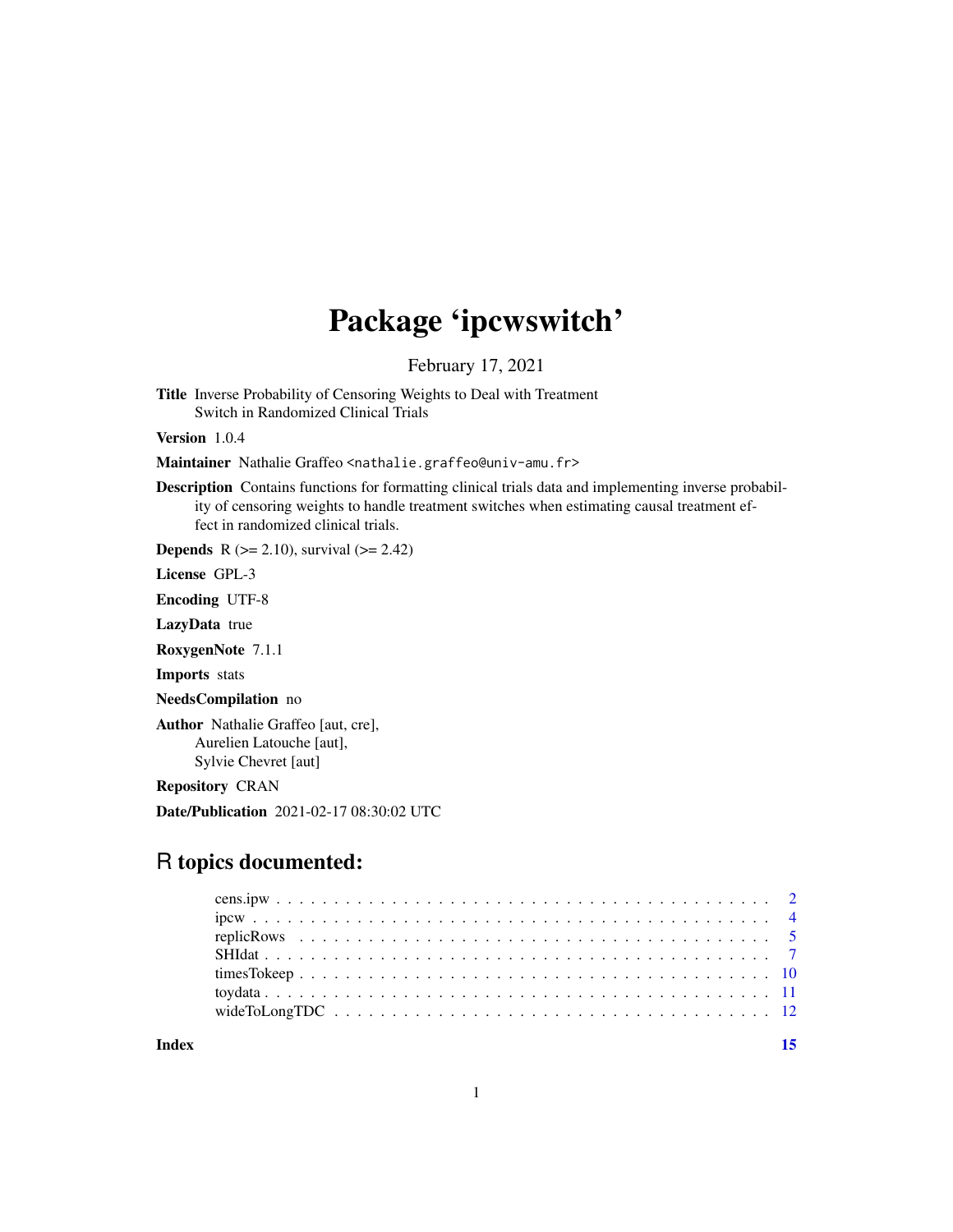# Package 'ipcwswitch'

February 17, 2021

**Title** Inverse Probability of Censoring Weights to Deal with Treatment Switch in Randomized Clinical Trials

**Version** 1.0.4

**Maintainer** Nathalie Graffeo <nathalie.graffeo@univ-amu.fr>

**Description** Contains functions for formatting clinical trials data and implementing inverse probability of censoring weights to handle treatment switches when estimating causal treatment effect in randomized clinical trials.

**Depends** R (>= 2.10), survival (>= 2.42)

**License** GPL-3

**Encoding** UTF-8

**LazyData** true

**RoxygenNote** 7.1.1

**Imports** stats

**NeedsCompilation** no

**Author** Nathalie Graffeo [aut, cre],
Aurelien Latouche [aut],
Sylvie Chevret [aut]

**Repository** CRAN

**Date/Publication** 2021-02-17 08:30:02 UTC

## R topics documented:

- cens.ipw . . . . . . . . . . . . . . . . . . . . . . . . . . . . . . . . . . . . . . . . . 2
- ipcw . . . . . . . . . . . . . . . . . . . . . . . . . . . . . . . . . . . . . . . . . . . 4
- replicRows . . . . . . . . . . . . . . . . . . . . . . . . . . . . . . . . . . . . . . . 5
- SHIdat . . . . . . . . . . . . . . . . . . . . . . . . . . . . . . . . . . . . . . . . . 7
- timesTokeep . . . . . . . . . . . . . . . . . . . . . . . . . . . . . . . . . . . . . . 10
- toydata . . . . . . . . . . . . . . . . . . . . . . . . . . . . . . . . . . . . . . . . 11
- wideToLongTDC . . . . . . . . . . . . . . . . . . . . . . . . . . . . . . . . . . . . 12

**Index** 15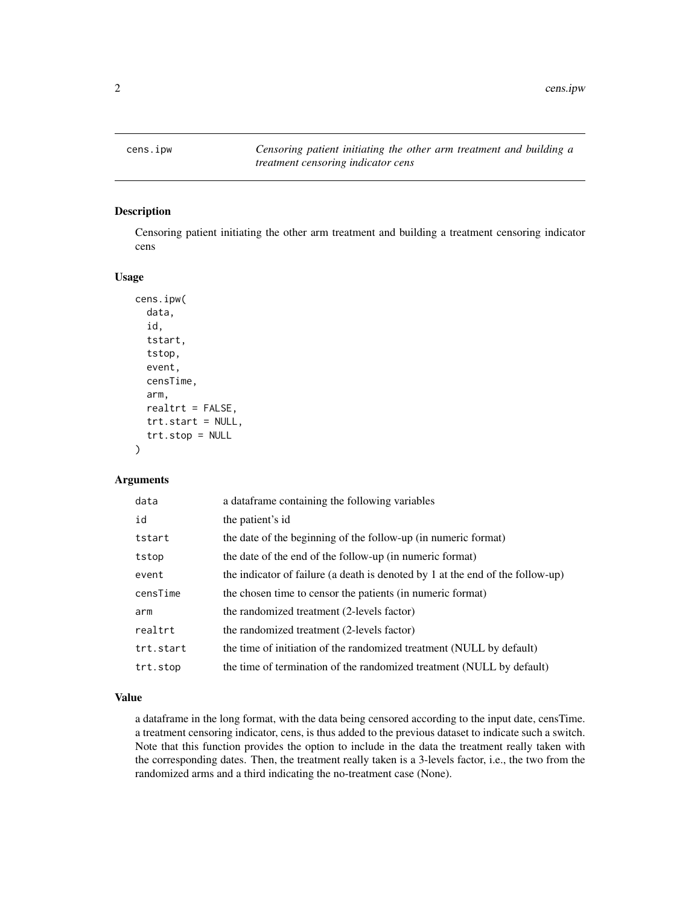cens.ipw — *Censoring patient initiating the other arm treatment and building a treatment censoring indicator cens*

## Description

Censoring patient initiating the other arm treatment and building a treatment censoring indicator cens

## Usage

```
cens.ipw(
  data,
  id,
  tstart,
  tstop,
  event,
  censTime,
  arm,
  realtrt = FALSE,
  trt.start = NULL,
  trt.stop = NULL
)
```

## Arguments

| | |
|---|---|
| data | a dataframe containing the following variables |
| id | the patient's id |
| tstart | the date of the beginning of the follow-up (in numeric format) |
| tstop | the date of the end of the follow-up (in numeric format) |
| event | the indicator of failure (a death is denoted by 1 at the end of the follow-up) |
| censTime | the chosen time to censor the patients (in numeric format) |
| arm | the randomized treatment (2-levels factor) |
| realtrt | the randomized treatment (2-levels factor) |
| trt.start | the time of initiation of the randomized treatment (NULL by default) |
| trt.stop | the time of termination of the randomized treatment (NULL by default) |

## Value

a dataframe in the long format, with the data being censored according to the input date, censTime. a treatment censoring indicator, cens, is thus added to the previous dataset to indicate such a switch. Note that this function provides the option to include in the data the treatment really taken with the corresponding dates. Then, the treatment really taken is a 3-levels factor, i.e., the two from the randomized arms and a third indicating the no-treatment case (None).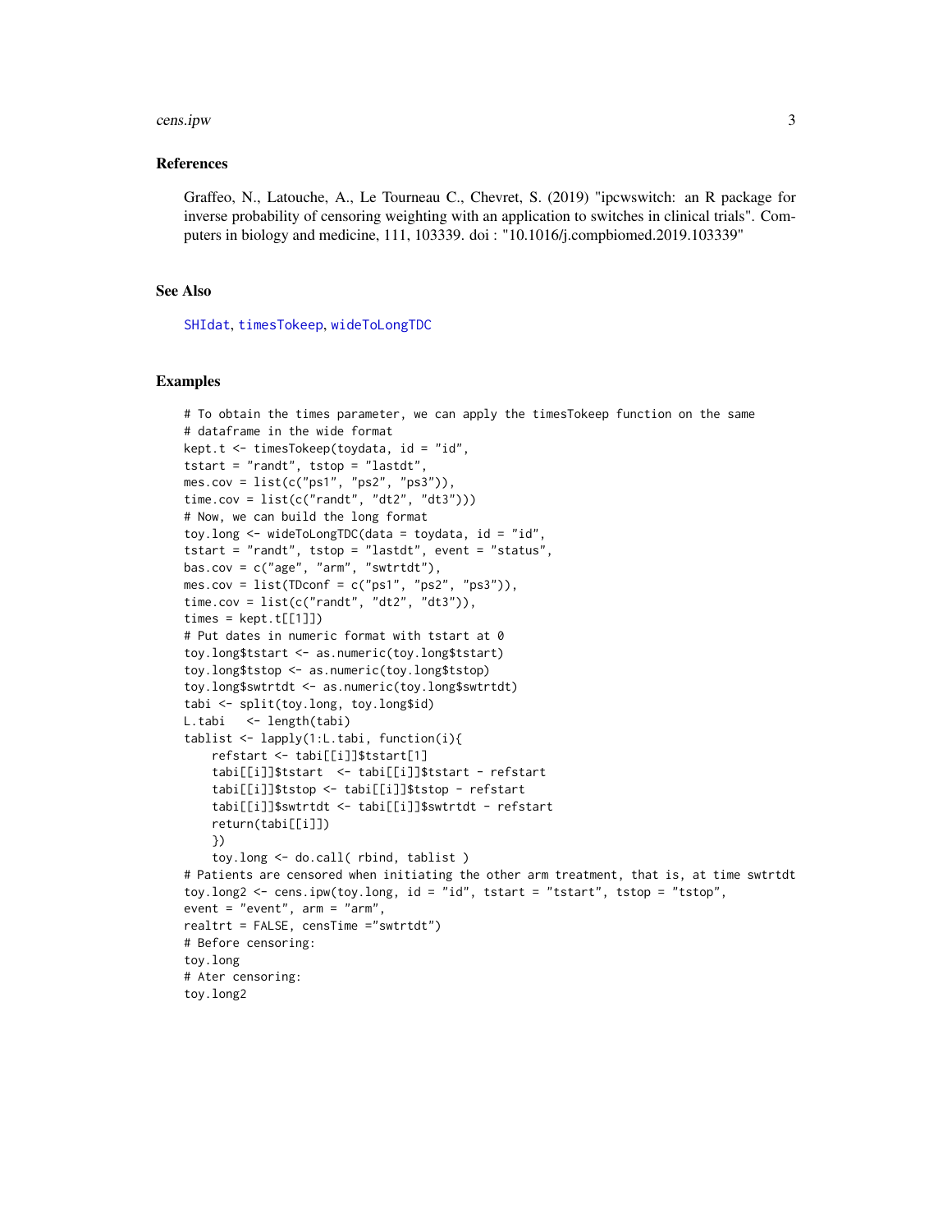## References

Graffeo, N., Latouche, A., Le Tourneau C., Chevret, S. (2019) "ipcwswitch: an R package for inverse probability of censoring weighting with an application to switches in clinical trials". Computers in biology and medicine, 111, 103339. doi : "10.1016/j.compbiomed.2019.103339"

## See Also

SHIdat, timesTokeep, wideToLongTDC

## Examples

```
# To obtain the times parameter, we can apply the timesTokeep function on the same
# dataframe in the wide format
kept.t <- timesTokeep(toydata, id = "id",
tstart = "randt", tstop = "lastdt",
mes.cov = list(c("ps1", "ps2", "ps3")),
time.cov = list(c("randt", "dt2", "dt3")))
# Now, we can build the long format
toy.long <- wideToLongTDC(data = toydata, id = "id",
tstart = "randt", tstop = "lastdt", event = "status",
bas.cov = c("age", "arm", "swtrtdt"),
mes.cov = list(TDconf = c("ps1", "ps2", "ps3")),
time.cov = list(c("randt", "dt2", "dt3")),
times = kept.t[[1]])
# Put dates in numeric format with tstart at 0
toy.long$tstart <- as.numeric(toy.long$tstart)
toy.long$tstop <- as.numeric(toy.long$tstop)
toy.long$swtrtdt <- as.numeric(toy.long$swtrtdt)
tabi <- split(toy.long, toy.long$id)
L.tabi   <- length(tabi)
tablist <- lapply(1:L.tabi, function(i){
    refstart <- tabi[[i]]$tstart[1]
    tabi[[i]]$tstart  <- tabi[[i]]$tstart - refstart
    tabi[[i]]$tstop <- tabi[[i]]$tstop - refstart
    tabi[[i]]$swtrtdt <- tabi[[i]]$swtrtdt - refstart
    return(tabi[[i]])
    })
    toy.long <- do.call( rbind, tablist )
# Patients are censored when initiating the other arm treatment, that is, at time swtrtdt
toy.long2 <- cens.ipw(toy.long, id = "id", tstart = "tstart", tstop = "tstop",
event = "event", arm = "arm",
realtrt = FALSE, censTime ="swtrtdt")
# Before censoring:
toy.long
# Ater censoring:
toy.long2
```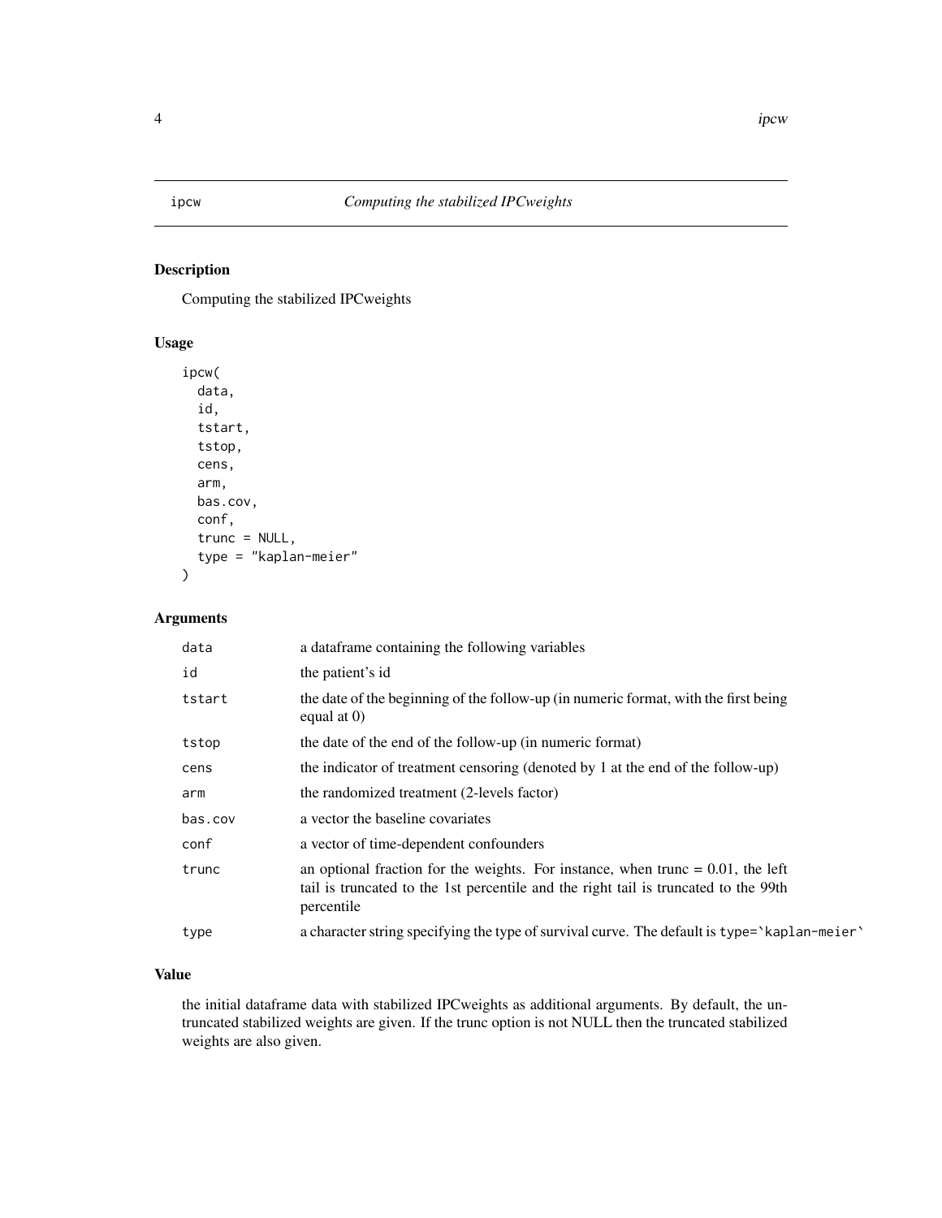ipcw *Computing the stabilized IPCweights*

## Description

Computing the stabilized IPCweights

## Usage

```
ipcw(
  data,
  id,
  tstart,
  tstop,
  cens,
  arm,
  bas.cov,
  conf,
  trunc = NULL,
  type = "kaplan-meier"
)
```

## Arguments

| | |
|---|---|
| data | a dataframe containing the following variables |
| id | the patient's id |
| tstart | the date of the beginning of the follow-up (in numeric format, with the first being equal at 0) |
| tstop | the date of the end of the follow-up (in numeric format) |
| cens | the indicator of treatment censoring (denoted by 1 at the end of the follow-up) |
| arm | the randomized treatment (2-levels factor) |
| bas.cov | a vector the baseline covariates |
| conf | a vector of time-dependent confounders |
| trunc | an optional fraction for the weights. For instance, when trunc = 0.01, the left tail is truncated to the 1st percentile and the right tail is truncated to the 99th percentile |
| type | a character string specifying the type of survival curve. The default is `type=`kaplan-meier`` |

## Value

the initial dataframe data with stabilized IPCweights as additional arguments. By default, the untruncated stabilized weights are given. If the trunc option is not NULL then the truncated stabilized weights are also given.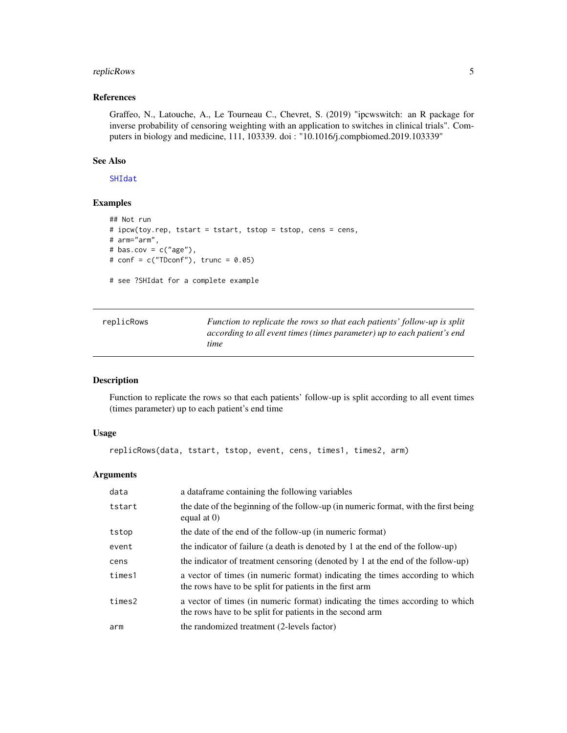### References

Graffeo, N., Latouche, A., Le Tourneau C., Chevret, S. (2019) "ipcwswitch: an R package for inverse probability of censoring weighting with an application to switches in clinical trials". Computers in biology and medicine, 111, 103339. doi : "10.1016/j.compbiomed.2019.103339"

### See Also

SHIdat

### Examples

```
## Not run
# ipcw(toy.rep, tstart = tstart, tstop = tstop, cens = cens,
# arm="arm",
# bas.cov = c("age"),
# conf = c("TDconf"), trunc = 0.05)

# see ?SHIdat for a complete example
```

---

## replicRows — *Function to replicate the rows so that each patients' follow-up is split according to all event times (times parameter) up to each patient's end time*

---

### Description

Function to replicate the rows so that each patients' follow-up is split according to all event times (times parameter) up to each patient's end time

### Usage

```
replicRows(data, tstart, tstop, event, cens, times1, times2, arm)
```

### Arguments

| | |
|---|---|
| data | a dataframe containing the following variables |
| tstart | the date of the beginning of the follow-up (in numeric format, with the first being equal at 0) |
| tstop | the date of the end of the follow-up (in numeric format) |
| event | the indicator of failure (a death is denoted by 1 at the end of the follow-up) |
| cens | the indicator of treatment censoring (denoted by 1 at the end of the follow-up) |
| times1 | a vector of times (in numeric format) indicating the times according to which the rows have to be split for patients in the first arm |
| times2 | a vector of times (in numeric format) indicating the times according to which the rows have to be split for patients in the second arm |
| arm | the randomized treatment (2-levels factor) |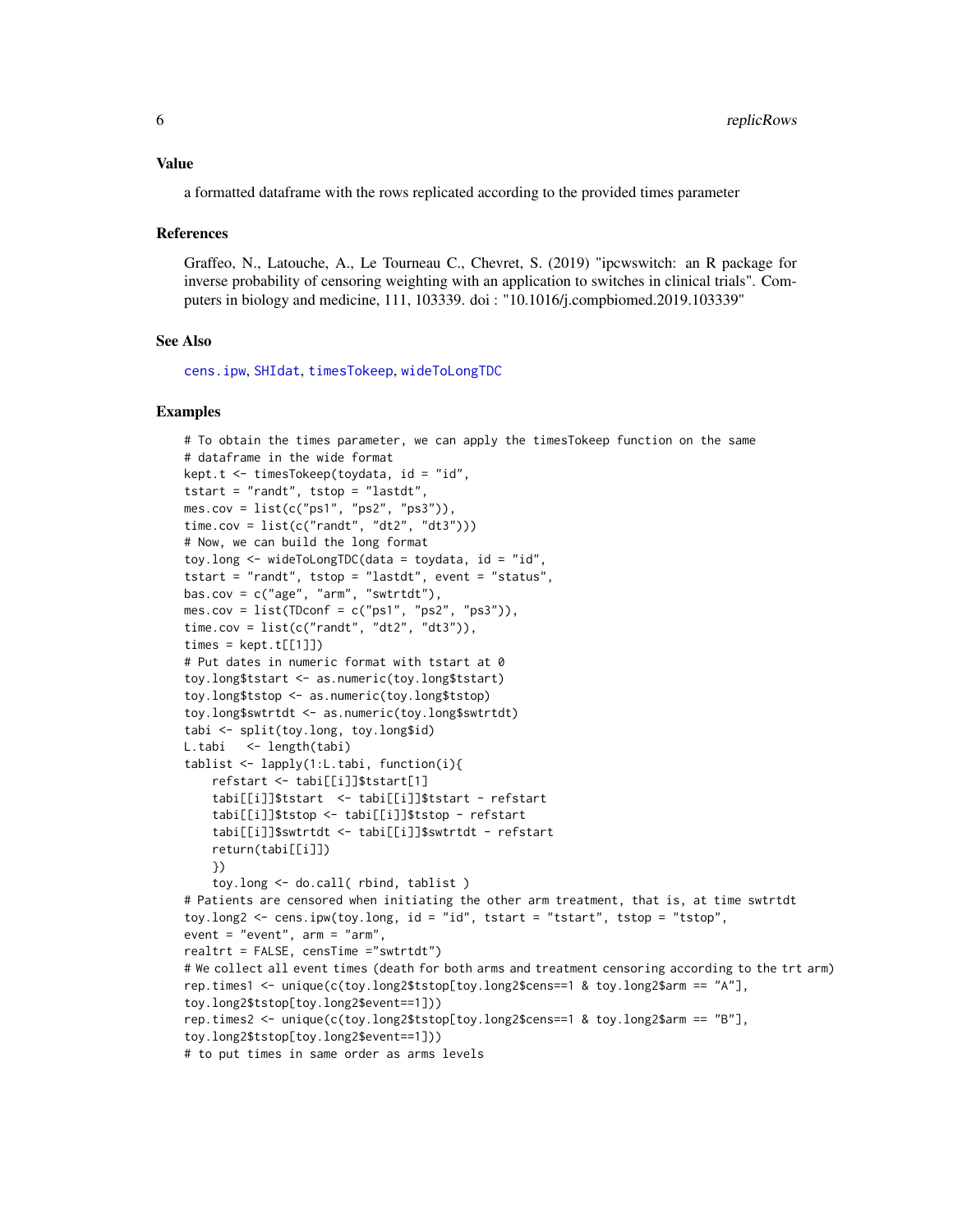### Value

a formatted dataframe with the rows replicated according to the provided times parameter

### References

Graffeo, N., Latouche, A., Le Tourneau C., Chevret, S. (2019) "ipcwswitch: an R package for inverse probability of censoring weighting with an application to switches in clinical trials". Computers in biology and medicine, 111, 103339. doi : "10.1016/j.compbiomed.2019.103339"

### See Also

cens.ipw, SHIdat, timesTokeep, wideToLongTDC

### Examples

```
# To obtain the times parameter, we can apply the timesTokeep function on the same
# dataframe in the wide format
kept.t <- timesTokeep(toydata, id = "id",
tstart = "randt", tstop = "lastdt",
mes.cov = list(c("ps1", "ps2", "ps3")),
time.cov = list(c("randt", "dt2", "dt3")))
# Now, we can build the long format
toy.long <- wideToLongTDC(data = toydata, id = "id",
tstart = "randt", tstop = "lastdt", event = "status",
bas.cov = c("age", "arm", "swtrtdt"),
mes.cov = list(TDconf = c("ps1", "ps2", "ps3")),
time.cov = list(c("randt", "dt2", "dt3")),
times = kept.t[[1]])
# Put dates in numeric format with tstart at 0
toy.long$tstart <- as.numeric(toy.long$tstart)
toy.long$tstop <- as.numeric(toy.long$tstop)
toy.long$swtrtdt <- as.numeric(toy.long$swtrtdt)
tabi <- split(toy.long, toy.long$id)
L.tabi   <- length(tabi)
tablist <- lapply(1:L.tabi, function(i){
    refstart <- tabi[[i]]$tstart[1]
    tabi[[i]]$tstart  <- tabi[[i]]$tstart - refstart
    tabi[[i]]$tstop <- tabi[[i]]$tstop - refstart
    tabi[[i]]$swtrtdt <- tabi[[i]]$swtrtdt - refstart
    return(tabi[[i]])
    })
    toy.long <- do.call( rbind, tablist )
# Patients are censored when initiating the other arm treatment, that is, at time swtrtdt
toy.long2 <- cens.ipw(toy.long, id = "id", tstart = "tstart", tstop = "tstop",
event = "event", arm = "arm",
realtrt = FALSE, censTime ="swtrtdt")
# We collect all event times (death for both arms and treatment censoring according to the trt arm)
rep.times1 <- unique(c(toy.long2$tstop[toy.long2$cens==1 & toy.long2$arm == "A"],
toy.long2$tstop[toy.long2$event==1]))
rep.times2 <- unique(c(toy.long2$tstop[toy.long2$cens==1 & toy.long2$arm == "B"],
toy.long2$tstop[toy.long2$event==1]))
# to put times in same order as arms levels
```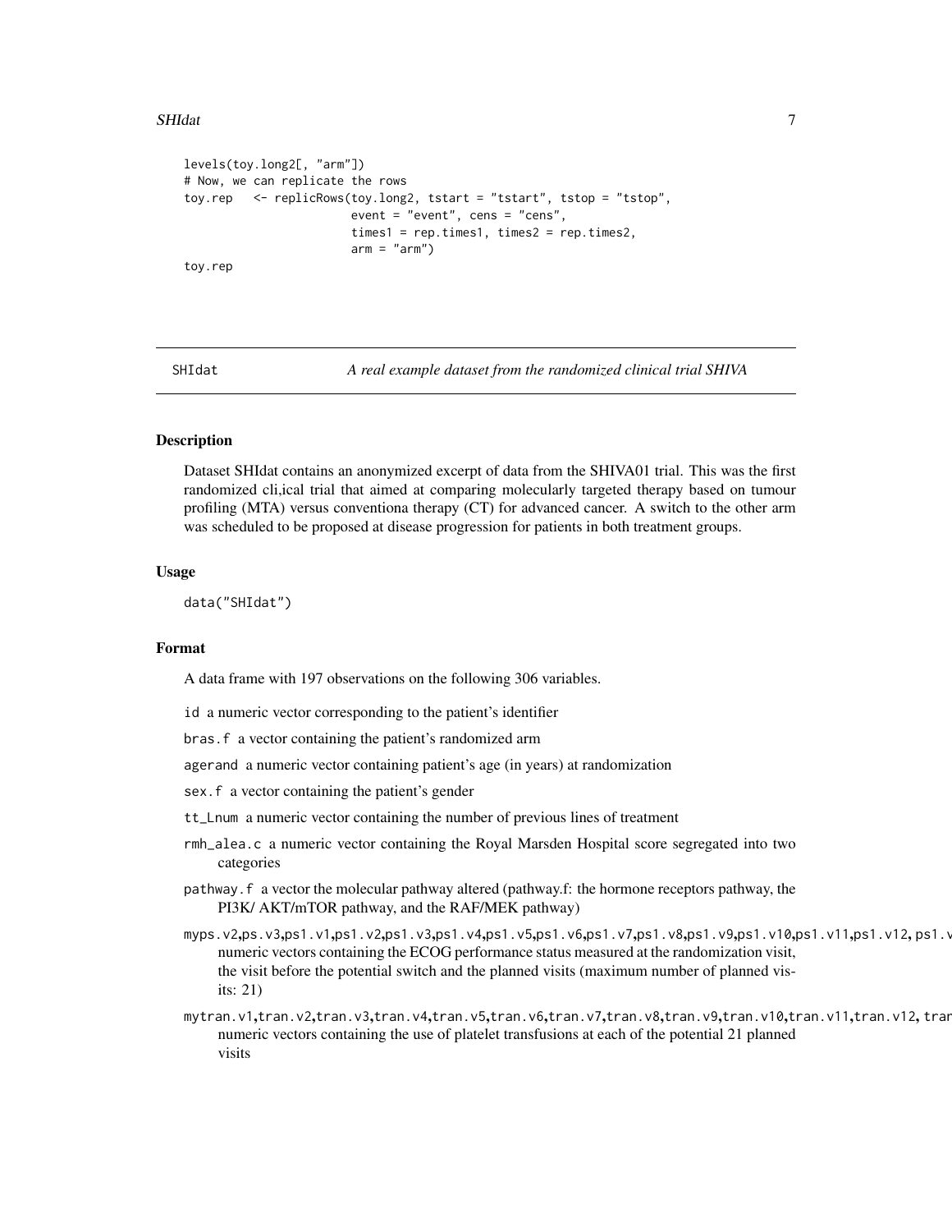```
levels(toy.long2[, "arm"])
# Now, we can replicate the rows
toy.rep   <- replicRows(toy.long2, tstart = "tstart", tstop = "tstop",
                        event = "event", cens = "cens",
                        times1 = rep.times1, times2 = rep.times2,
                        arm = "arm")
toy.rep
```

---

SHIdat *A real example dataset from the randomized clinical trial SHIVA*

---

### Description

Dataset SHIdat contains an anonymized excerpt of data from the SHIVA01 trial. This was the first randomized cli,ical trial that aimed at comparing molecularly targeted therapy based on tumour profiling (MTA) versus conventiona therapy (CT) for advanced cancer. A switch to the other arm was scheduled to be proposed at disease progression for patients in both treatment groups.

### Usage

```
data("SHIdat")
```

### Format

A data frame with 197 observations on the following 306 variables.

`id` a numeric vector corresponding to the patient's identifier

`bras.f` a vector containing the patient's randomized arm

`agerand` a numeric vector containing patient's age (in years) at randomization

`sex.f` a vector containing the patient's gender

`tt_Lnum` a numeric vector containing the number of previous lines of treatment

`rmh_alea.c` a numeric vector containing the Royal Marsden Hospital score segregated into two categories

`pathway.f` a vector the molecular pathway altered (pathway.f: the hormone receptors pathway, the PI3K/ AKT/mTOR pathway, and the RAF/MEK pathway)

`myps.v2,ps.v3,ps1.v1,ps1.v2,ps1.v3,ps1.v4,ps1.v5,ps1.v6,ps1.v7,ps1.v8,ps1.v9,ps1.v10,ps1.v11,ps1.v12, ps1.v` numeric vectors containing the ECOG performance status measured at the randomization visit, the visit before the potential switch and the planned visits (maximum number of planned visits: 21)

`mytran.v1,tran.v2,tran.v3,tran.v4,tran.v5,tran.v6,tran.v7,tran.v8,tran.v9,tran.v10,tran.v11,tran.v12, tran` numeric vectors containing the use of platelet transfusions at each of the potential 21 planned visits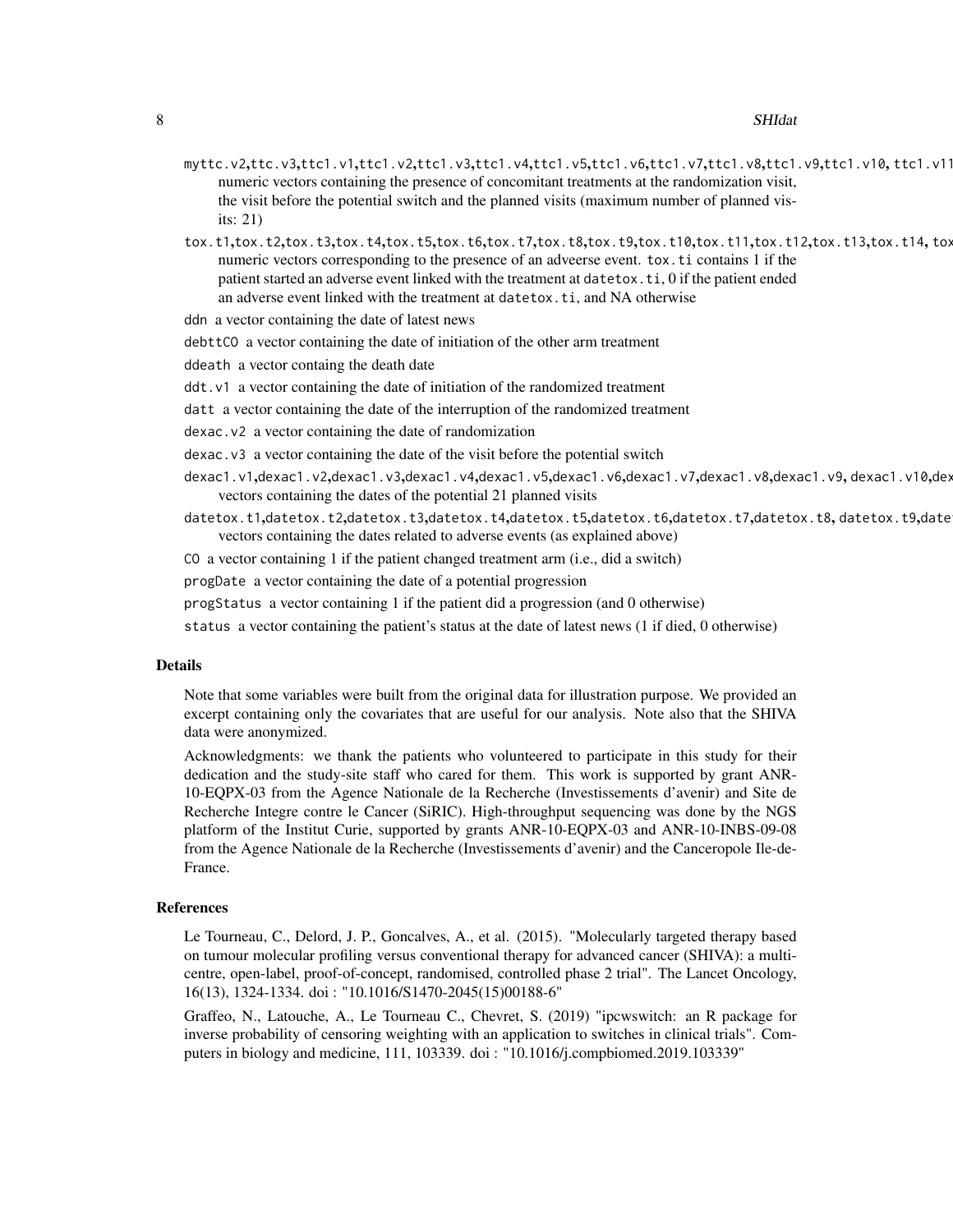myttc.v2,ttc.v3,ttc1.v1,ttc1.v2,ttc1.v3,ttc1.v4,ttc1.v5,ttc1.v6,ttc1.v7,ttc1.v8,ttc1.v9,ttc1.v10, ttc1.v11

numeric vectors containing the presence of concomitant treatments at the randomization visit, the visit before the potential switch and the planned visits (maximum number of planned visits: 21)

tox.t1,tox.t2,tox.t3,tox.t4,tox.t5,tox.t6,tox.t7,tox.t8,tox.t9,tox.t10,tox.t11,tox.t12,tox.t13,tox.t14, tox

numeric vectors corresponding to the presence of an adveerse event. tox.ti contains 1 if the patient started an adverse event linked with the treatment at datetox.ti, 0 if the patient ended an adverse event linked with the treatment at datetox.ti, and NA otherwise

ddn a vector containing the date of latest news

debttCO a vector containing the date of initiation of the other arm treatment

ddeath a vector containg the death date

ddt.v1 a vector containing the date of initiation of the randomized treatment

datt a vector containing the date of the interruption of the randomized treatment

dexac.v2 a vector containing the date of randomization

dexac.v3 a vector containing the date of the visit before the potential switch

dexac1.v1,dexac1.v2,dexac1.v3,dexac1.v4,dexac1.v5,dexac1.v6,dexac1.v7,dexac1.v8,dexac1.v9, dexac1.v10,dex

vectors containing the dates of the potential 21 planned visits

datetox.t1,datetox.t2,datetox.t3,datetox.t4,datetox.t5,datetox.t6,datetox.t7,datetox.t8, datetox.t9,date

vectors containing the dates related to adverse events (as explained above)

CO a vector containing 1 if the patient changed treatment arm (i.e., did a switch)

progDate a vector containing the date of a potential progression

progStatus a vector containing 1 if the patient did a progression (and 0 otherwise)

status a vector containing the patient's status at the date of latest news (1 if died, 0 otherwise)

## Details

Note that some variables were built from the original data for illustration purpose. We provided an excerpt containing only the covariates that are useful for our analysis. Note also that the SHIVA data were anonymized.

Acknowledgments: we thank the patients who volunteered to participate in this study for their dedication and the study-site staff who cared for them. This work is supported by grant ANR-10-EQPX-03 from the Agence Nationale de la Recherche (Investissements d'avenir) and Site de Recherche Integre contre le Cancer (SiRIC). High-throughput sequencing was done by the NGS platform of the Institut Curie, supported by grants ANR-10-EQPX-03 and ANR-10-INBS-09-08 from the Agence Nationale de la Recherche (Investissements d'avenir) and the Canceropole Ile-de-France.

## References

Le Tourneau, C., Delord, J. P., Goncalves, A., et al. (2015). "Molecularly targeted therapy based on tumour molecular profiling versus conventional therapy for advanced cancer (SHIVA): a multicentre, open-label, proof-of-concept, randomised, controlled phase 2 trial". The Lancet Oncology, 16(13), 1324-1334. doi : "10.1016/S1470-2045(15)00188-6"

Graffeo, N., Latouche, A., Le Tourneau C., Chevret, S. (2019) "ipcwswitch: an R package for inverse probability of censoring weighting with an application to switches in clinical trials". Computers in biology and medicine, 111, 103339. doi : "10.1016/j.compbiomed.2019.103339"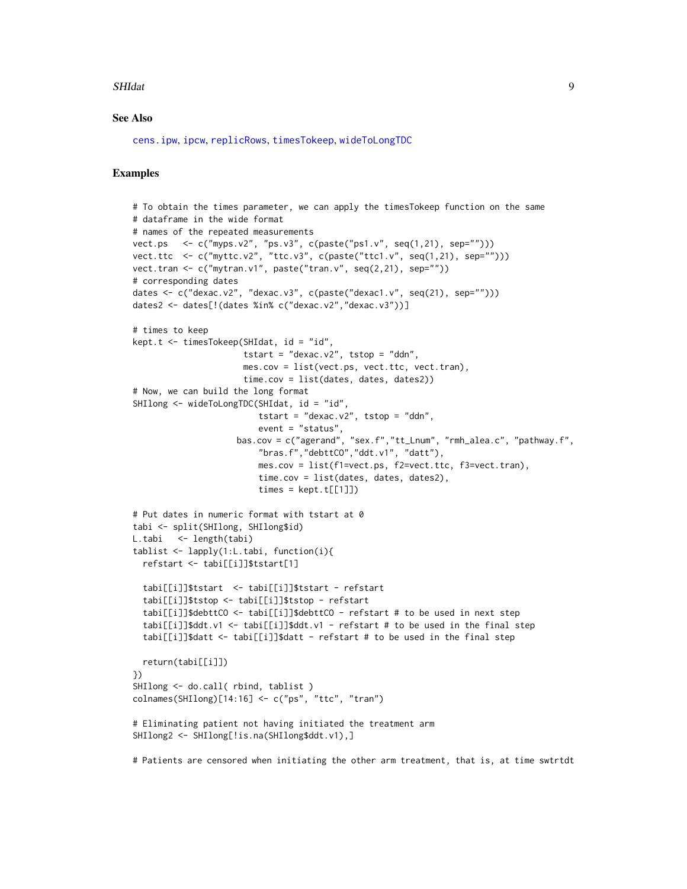## See Also

cens.ipw, ipcw, replicRows, timesTokeep, wideToLongTDC

## Examples

```
# To obtain the times parameter, we can apply the timesTokeep function on the same
# dataframe in the wide format
# names of the repeated measurements
vect.ps   <- c("myps.v2", "ps.v3", c(paste("ps1.v", seq(1,21), sep="")))
vect.ttc  <- c("myttc.v2", "ttc.v3", c(paste("ttc1.v", seq(1,21), sep="")))
vect.tran <- c("mytran.v1", paste("tran.v", seq(2,21), sep=""))
# corresponding dates
dates <- c("dexac.v2", "dexac.v3", c(paste("dexac1.v", seq(21), sep="")))
dates2 <- dates[!(dates %in% c("dexac.v2","dexac.v3"))]

# times to keep
kept.t <- timesTokeep(SHIdat, id = "id",
                      tstart = "dexac.v2", tstop = "ddn",
                      mes.cov = list(vect.ps, vect.ttc, vect.tran),
                      time.cov = list(dates, dates, dates2))
# Now, we can build the long format
SHIlong <- wideToLongTDC(SHIdat, id = "id",
                         tstart = "dexac.v2", tstop = "ddn",
                         event = "status",
                      bas.cov = c("agerand", "sex.f","tt_Lnum", "rmh_alea.c", "pathway.f",
                         "bras.f","debttCO","ddt.v1", "datt"),
                         mes.cov = list(f1=vect.ps, f2=vect.ttc, f3=vect.tran),
                         time.cov = list(dates, dates, dates2),
                         times = kept.t[[1]])

# Put dates in numeric format with tstart at 0
tabi <- split(SHIlong, SHIlong$id)
L.tabi   <- length(tabi)
tablist <- lapply(1:L.tabi, function(i){
  refstart <- tabi[[i]]$tstart[1]

  tabi[[i]]$tstart  <- tabi[[i]]$tstart - refstart
  tabi[[i]]$tstop <- tabi[[i]]$tstop - refstart
  tabi[[i]]$debttCO <- tabi[[i]]$debttCO - refstart # to be used in next step
  tabi[[i]]$ddt.v1 <- tabi[[i]]$ddt.v1 - refstart # to be used in the final step
  tabi[[i]]$datt <- tabi[[i]]$datt - refstart # to be used in the final step

  return(tabi[[i]])
})
SHIlong <- do.call( rbind, tablist )
colnames(SHIlong)[14:16] <- c("ps", "ttc", "tran")

# Eliminating patient not having initiated the treatment arm
SHIlong2 <- SHIlong[!is.na(SHIlong$ddt.v1),]

# Patients are censored when initiating the other arm treatment, that is, at time swtrtdt
```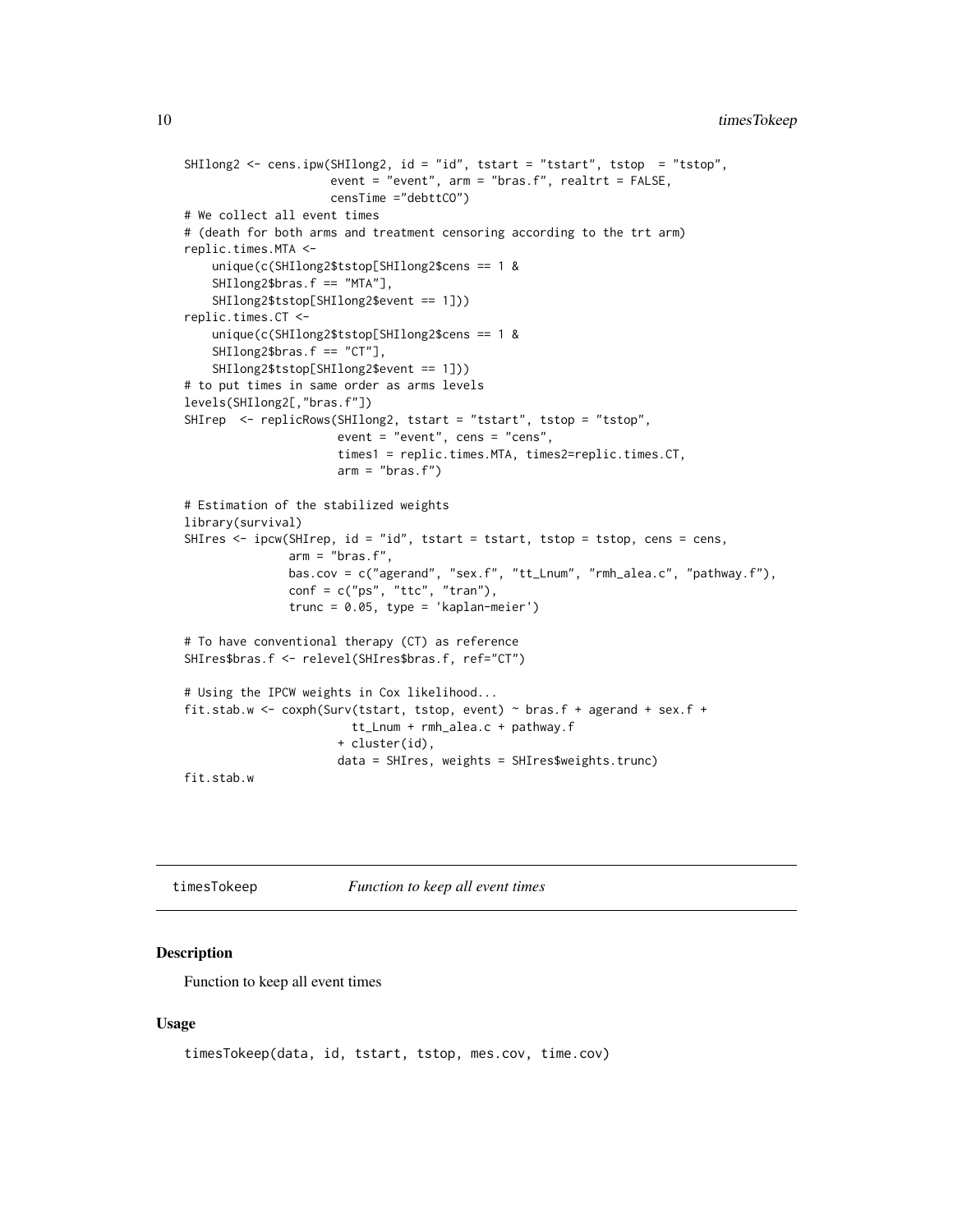```
SHIlong2 <- cens.ipw(SHIlong2, id = "id", tstart = "tstart", tstop  = "tstop",
                     event = "event", arm = "bras.f", realtrt = FALSE,
                     censTime ="debttCO")
# We collect all event times
# (death for both arms and treatment censoring according to the trt arm)
replic.times.MTA <-
    unique(c(SHIlong2$tstop[SHIlong2$cens == 1 &
    SHIlong2$bras.f == "MTA"],
    SHIlong2$tstop[SHIlong2$event == 1]))
replic.times.CT <-
    unique(c(SHIlong2$tstop[SHIlong2$cens == 1 &
    SHIlong2$bras.f == "CT"],
    SHIlong2$tstop[SHIlong2$event == 1]))
# to put times in same order as arms levels
levels(SHIlong2[,"bras.f"])
SHIrep  <- replicRows(SHIlong2, tstart = "tstart", tstop = "tstop",
                      event = "event", cens = "cens",
                      times1 = replic.times.MTA, times2=replic.times.CT,
                      arm = "bras.f")

# Estimation of the stabilized weights
library(survival)
SHIres <- ipcw(SHIrep, id = "id", tstart = tstart, tstop = tstop, cens = cens,
               arm = "bras.f",
               bas.cov = c("agerand", "sex.f", "tt_Lnum", "rmh_alea.c", "pathway.f"),
               conf = c("ps", "ttc", "tran"),
               trunc = 0.05, type = 'kaplan-meier')

# To have conventional therapy (CT) as reference
SHIres$bras.f <- relevel(SHIres$bras.f, ref="CT")

# Using the IPCW weights in Cox likelihood...
fit.stab.w <- coxph(Surv(tstart, tstop, event) ~ bras.f + agerand + sex.f +
                        tt_Lnum + rmh_alea.c + pathway.f
                      + cluster(id),
                      data = SHIres, weights = SHIres$weights.trunc)
fit.stab.w
```

---

timesTokeep *Function to keep all event times*

## Description

Function to keep all event times

## Usage

```
timesTokeep(data, id, tstart, tstop, mes.cov, time.cov)
```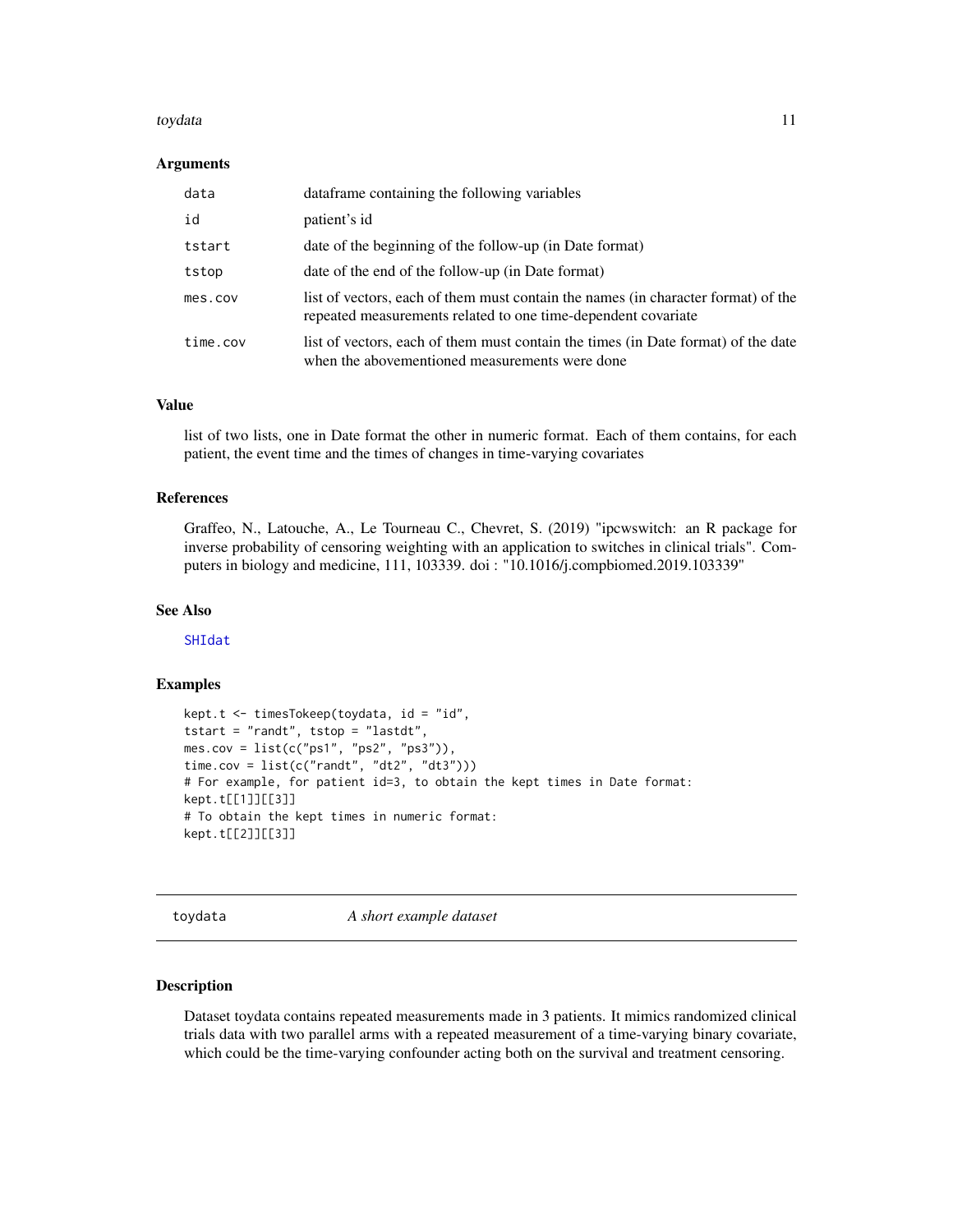### Arguments

| | |
|---|---|
| data | dataframe containing the following variables |
| id | patient's id |
| tstart | date of the beginning of the follow-up (in Date format) |
| tstop | date of the end of the follow-up (in Date format) |
| mes.cov | list of vectors, each of them must contain the names (in character format) of the repeated measurements related to one time-dependent covariate |
| time.cov | list of vectors, each of them must contain the times (in Date format) of the date when the abovementioned measurements were done |

### Value

list of two lists, one in Date format the other in numeric format. Each of them contains, for each patient, the event time and the times of changes in time-varying covariates

### References

Graffeo, N., Latouche, A., Le Tourneau C., Chevret, S. (2019) "ipcwswitch: an R package for inverse probability of censoring weighting with an application to switches in clinical trials". Computers in biology and medicine, 111, 103339. doi : "10.1016/j.compbiomed.2019.103339"

### See Also

SHIdat

### Examples

```
kept.t <- timesTokeep(toydata, id = "id",
tstart = "randt", tstop = "lastdt",
mes.cov = list(c("ps1", "ps2", "ps3")),
time.cov = list(c("randt", "dt2", "dt3")))
# For example, for patient id=3, to obtain the kept times in Date format:
kept.t[[1]][[3]]
# To obtain the kept times in numeric format:
kept.t[[2]][[3]]
```

---

## toydata *A short example dataset*

### Description

Dataset toydata contains repeated measurements made in 3 patients. It mimics randomized clinical trials data with two parallel arms with a repeated measurement of a time-varying binary covariate, which could be the time-varying confounder acting both on the survival and treatment censoring.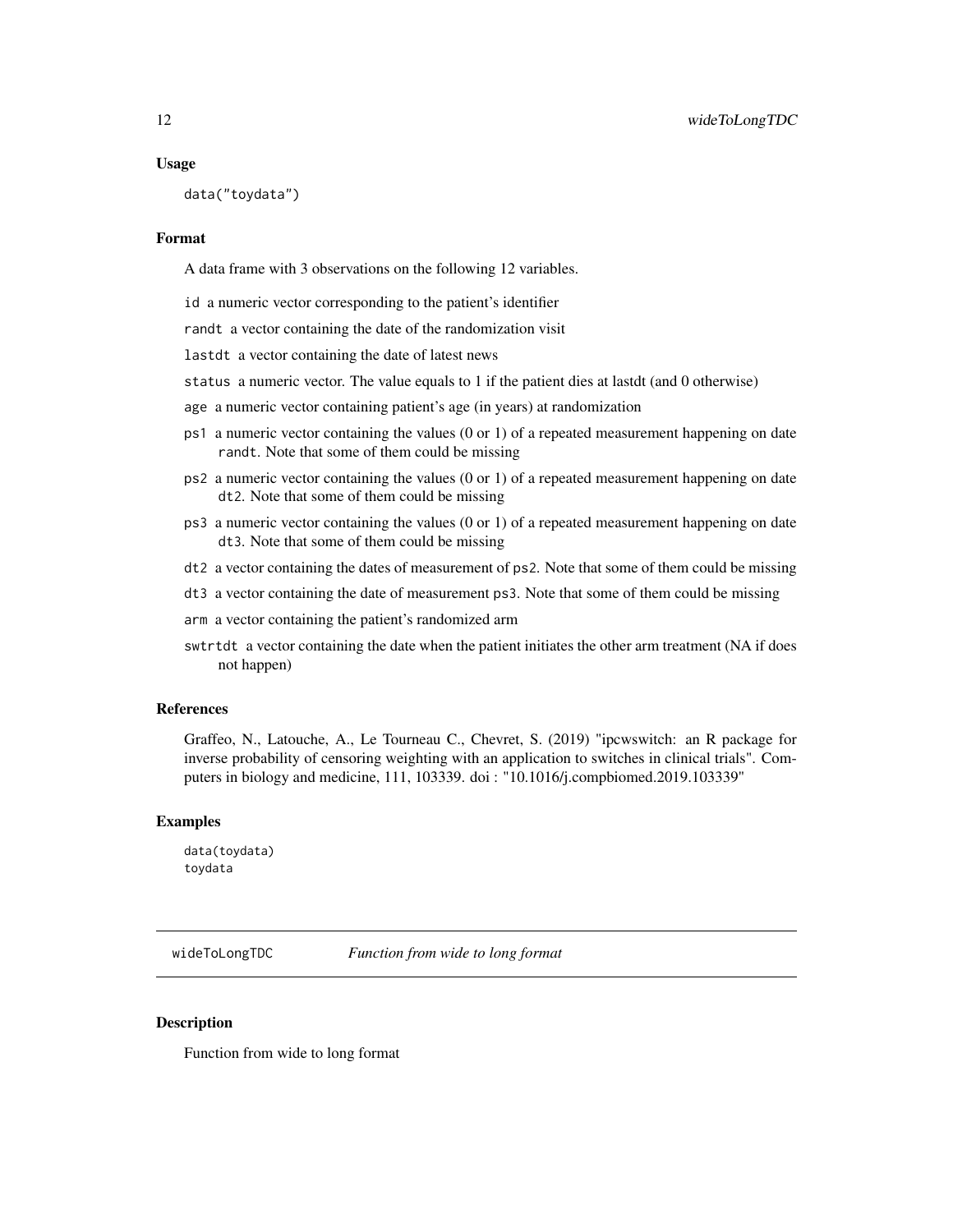### Usage

```
data("toydata")
```

### Format

A data frame with 3 observations on the following 12 variables.

- `id` a numeric vector corresponding to the patient's identifier
- `randt` a vector containing the date of the randomization visit
- `lastdt` a vector containing the date of latest news
- `status` a numeric vector. The value equals to 1 if the patient dies at lastdt (and 0 otherwise)
- `age` a numeric vector containing patient's age (in years) at randomization
- `ps1` a numeric vector containing the values (0 or 1) of a repeated measurement happening on date `randt`. Note that some of them could be missing
- `ps2` a numeric vector containing the values (0 or 1) of a repeated measurement happening on date `dt2`. Note that some of them could be missing
- `ps3` a numeric vector containing the values (0 or 1) of a repeated measurement happening on date `dt3`. Note that some of them could be missing
- `dt2` a vector containing the dates of measurement of `ps2`. Note that some of them could be missing
- `dt3` a vector containing the date of measurement `ps3`. Note that some of them could be missing
- `arm` a vector containing the patient's randomized arm
- `swtrtdt` a vector containing the date when the patient initiates the other arm treatment (NA if does not happen)

### References

Graffeo, N., Latouche, A., Le Tourneau C., Chevret, S. (2019) "ipcwswitch: an R package for inverse probability of censoring weighting with an application to switches in clinical trials". Computers in biology and medicine, 111, 103339. doi : "10.1016/j.compbiomed.2019.103339"

### Examples

```
data(toydata)
toydata
```

---

## `wideToLongTDC` *Function from wide to long format*

### Description

Function from wide to long format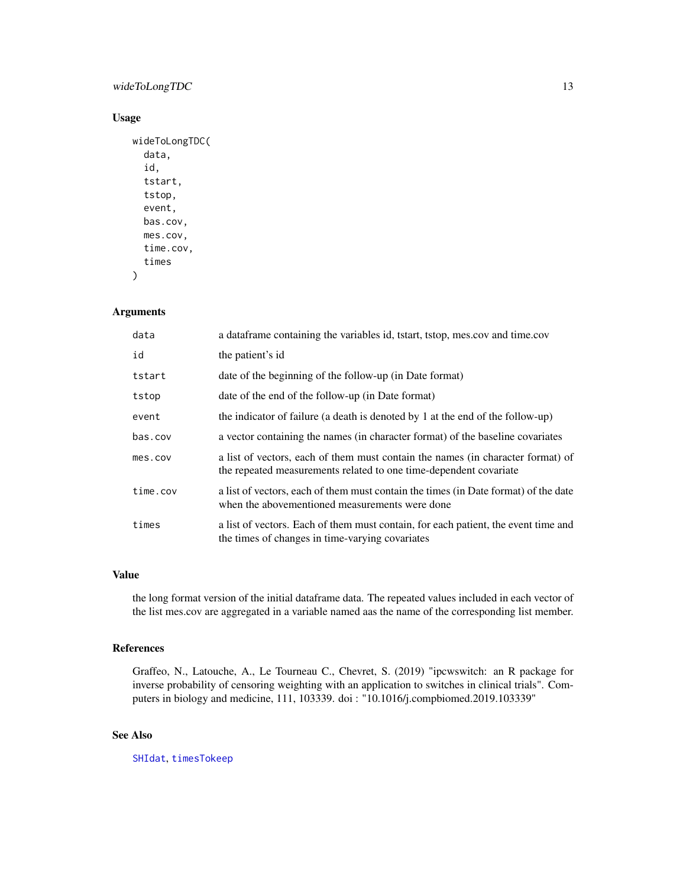## Usage

```
wideToLongTDC(
  data,
  id,
  tstart,
  tstop,
  event,
  bas.cov,
  mes.cov,
  time.cov,
  times
)
```

## Arguments

| | |
|---|---|
| `data` | a dataframe containing the variables id, tstart, tstop, mes.cov and time.cov |
| `id` | the patient's id |
| `tstart` | date of the beginning of the follow-up (in Date format) |
| `tstop` | date of the end of the follow-up (in Date format) |
| `event` | the indicator of failure (a death is denoted by 1 at the end of the follow-up) |
| `bas.cov` | a vector containing the names (in character format) of the baseline covariates |
| `mes.cov` | a list of vectors, each of them must contain the names (in character format) of the repeated measurements related to one time-dependent covariate |
| `time.cov` | a list of vectors, each of them must contain the times (in Date format) of the date when the abovementioned measurements were done |
| `times` | a list of vectors. Each of them must contain, for each patient, the event time and the times of changes in time-varying covariates |

## Value

the long format version of the initial dataframe data. The repeated values included in each vector of the list mes.cov are aggregated in a variable named aas the name of the corresponding list member.

## References

Graffeo, N., Latouche, A., Le Tourneau C., Chevret, S. (2019) "ipcwswitch: an R package for inverse probability of censoring weighting with an application to switches in clinical trials". Computers in biology and medicine, 111, 103339. doi : "10.1016/j.compbiomed.2019.103339"

## See Also

SHIdat, timesTokeep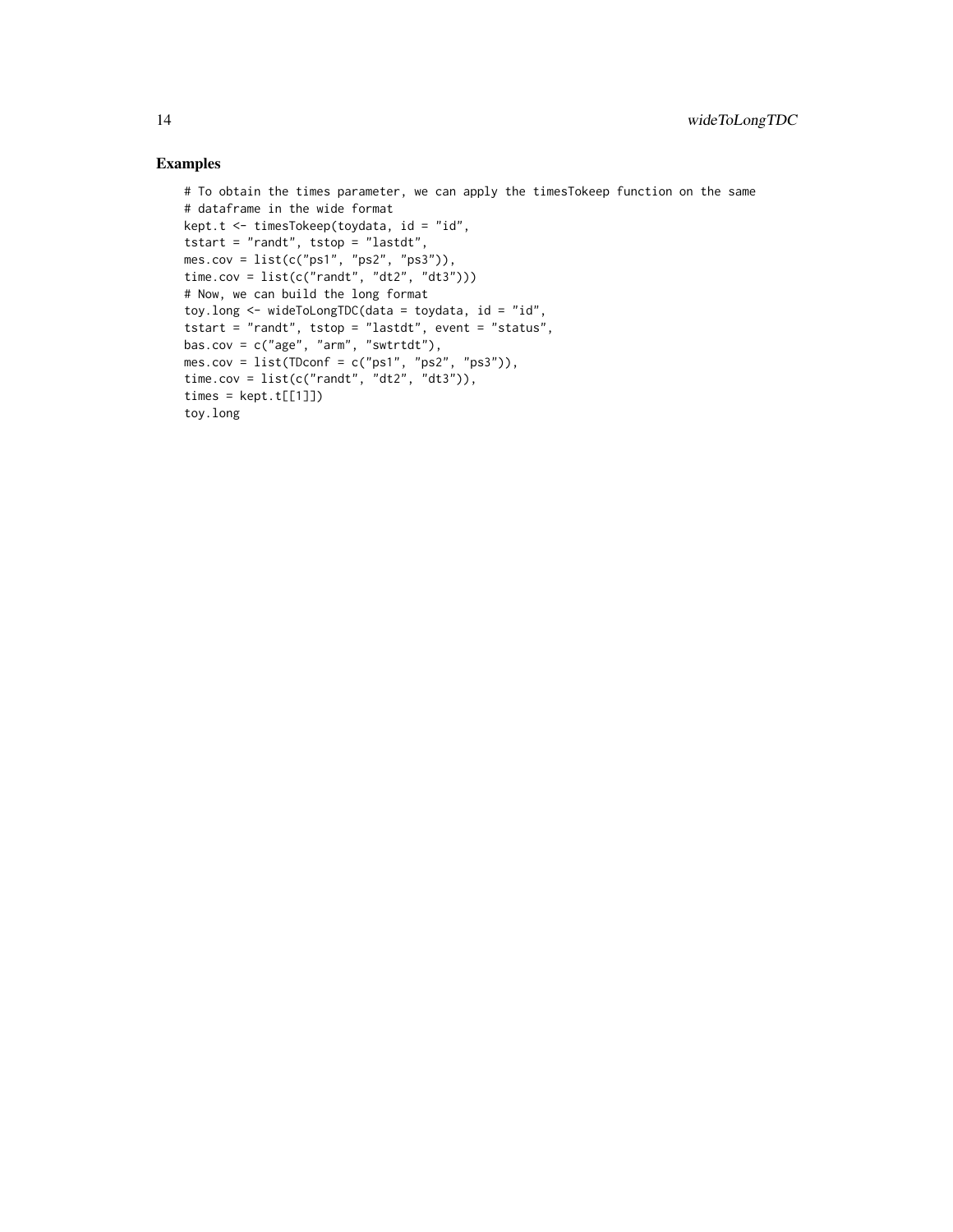### Examples

```
# To obtain the times parameter, we can apply the timesTokeep function on the same
# dataframe in the wide format
kept.t <- timesTokeep(toydata, id = "id",
tstart = "randt", tstop = "lastdt",
mes.cov = list(c("ps1", "ps2", "ps3")),
time.cov = list(c("randt", "dt2", "dt3")))
# Now, we can build the long format
toy.long <- wideToLongTDC(data = toydata, id = "id",
tstart = "randt", tstop = "lastdt", event = "status",
bas.cov = c("age", "arm", "swtrtdt"),
mes.cov = list(TDconf = c("ps1", "ps2", "ps3")),
time.cov = list(c("randt", "dt2", "dt3")),
times = kept.t[[1]])
toy.long
```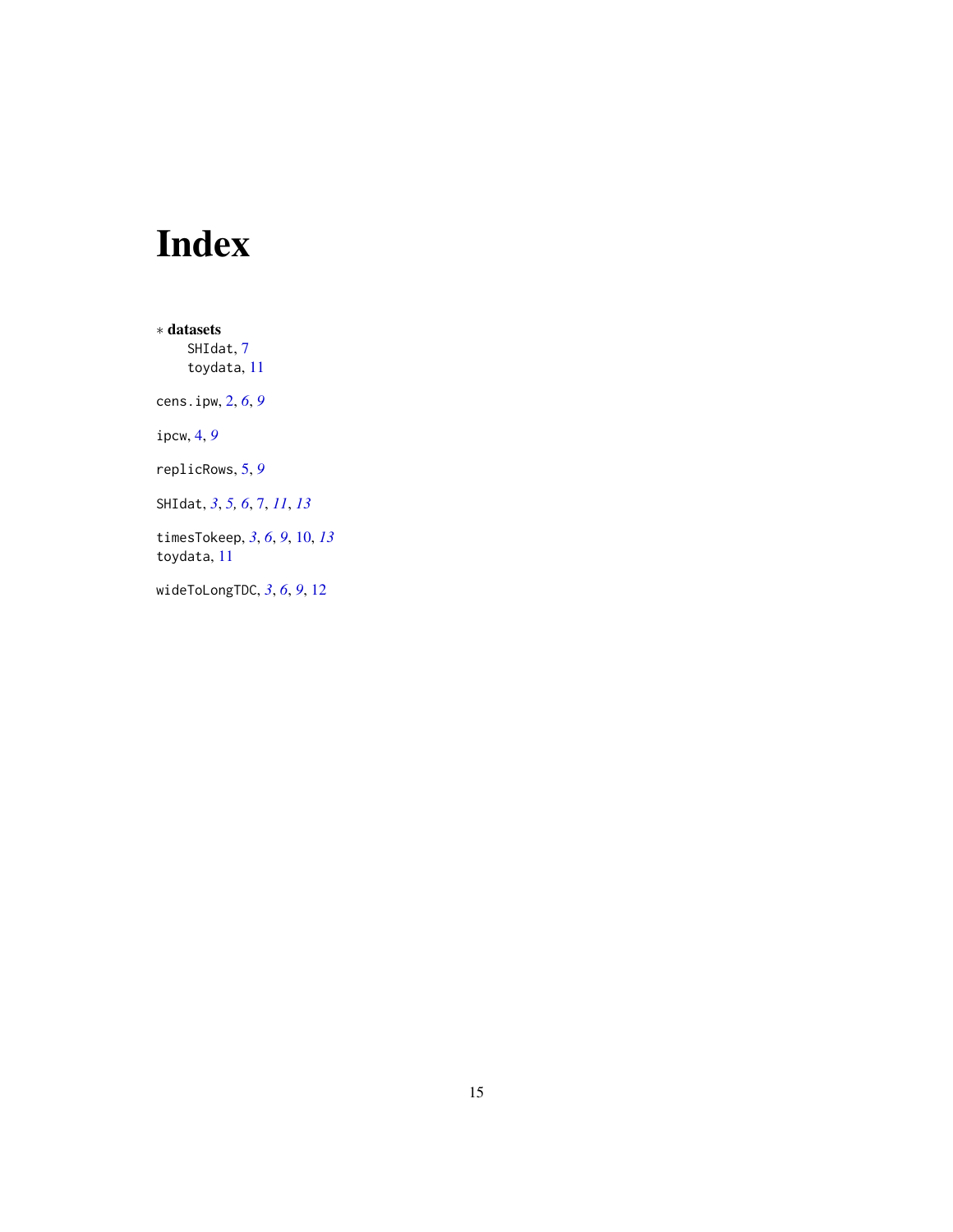# Index

* **datasets**
  - SHIdat, 7
  - toydata, 11

cens.ipw, 2, *6*, *9*

ipcw, 4, *9*

replicRows, 5, *9*

SHIdat, *3*, *5*, *6*, 7, *11*, *13*

timesTokeep, *3*, *6*, *9*, 10, *13*
toydata, 11

wideToLongTDC, *3*, *6*, *9*, 12